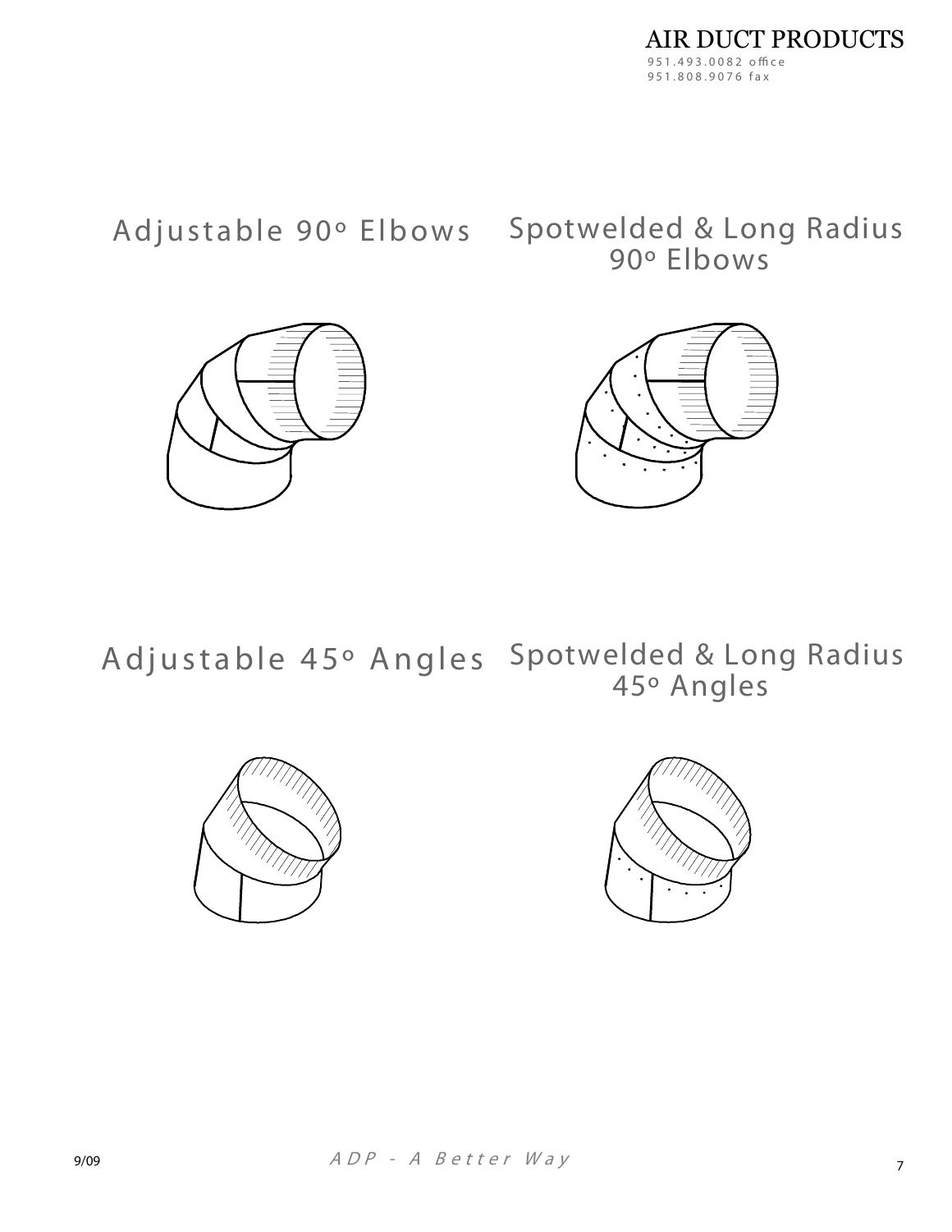AIR DUCT PRODUCTS
951.493.0082 office
951.808.9076 fax

## Adjustable 90º Elbows

## Spotwelded & Long Radius 90º Elbows

## Adjustable 45º Angles

## Spotwelded & Long Radius 45º Angles

9/09

*ADP - A Better Way*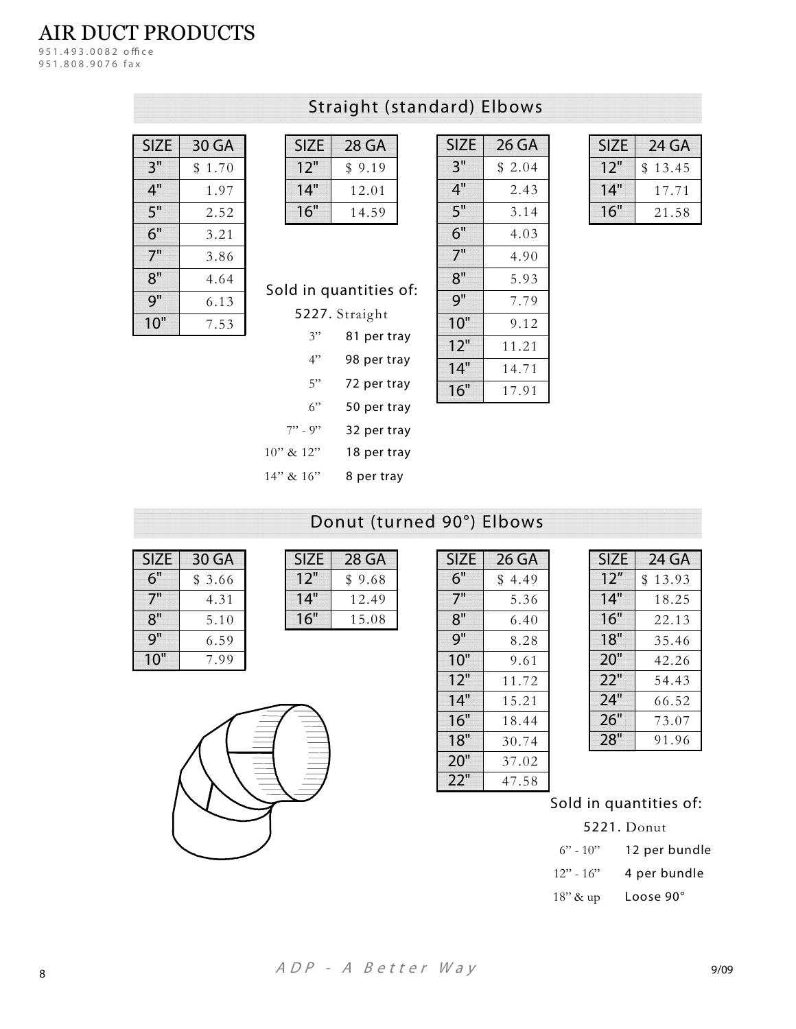AIR DUCT PRODUCTS

951.493.0082 office
951.808.9076 fax

## Straight (standard) Elbows

| SIZE | 30 GA |
|---|---|
| 3" | $ 1.70 |
| 4" | 1.97 |
| 5" | 2.52 |
| 6" | 3.21 |
| 7" | 3.86 |
| 8" | 4.64 |
| 9" | 6.13 |
| 10" | 7.53 |

| SIZE | 28 GA |
|---|---|
| 12" | $ 9.19 |
| 14" | 12.01 |
| 16" | 14.59 |

| SIZE | 26 GA |
|---|---|
| 3" | $ 2.04 |
| 4" | 2.43 |
| 5" | 3.14 |
| 6" | 4.03 |
| 7" | 4.90 |
| 8" | 5.93 |
| 9" | 7.79 |
| 10" | 9.12 |
| 12" | 11.21 |
| 14" | 14.71 |
| 16" | 17.91 |

| SIZE | 24 GA |
|---|---|
| 12" | $ 13.45 |
| 14" | 17.71 |
| 16" | 21.58 |

Sold in quantities of:

5227. Straight

| | |
|---|---|
| 3" | 81 per tray |
| 4" | 98 per tray |
| 5" | 72 per tray |
| 6" | 50 per tray |
| 7" - 9" | 32 per tray |
| 10" & 12" | 18 per tray |
| 14" & 16" | 8 per tray |

## Donut (turned 90°) Elbows

| SIZE | 30 GA |
|---|---|
| 6" | $ 3.66 |
| 7" | 4.31 |
| 8" | 5.10 |
| 9" | 6.59 |
| 10" | 7.99 |

| SIZE | 28 GA |
|---|---|
| 12" | $ 9.68 |
| 14" | 12.49 |
| 16" | 15.08 |

| SIZE | 26 GA |
|---|---|
| 6" | $ 4.49 |
| 7" | 5.36 |
| 8" | 6.40 |
| 9" | 8.28 |
| 10" | 9.61 |
| 12" | 11.72 |
| 14" | 15.21 |
| 16" | 18.44 |
| 18" | 30.74 |
| 20" | 37.02 |
| 22" | 47.58 |

| SIZE | 24 GA |
|---|---|
| 12" | $ 13.93 |
| 14" | 18.25 |
| 16" | 22.13 |
| 18" | 35.46 |
| 20" | 42.26 |
| 22" | 54.43 |
| 24" | 66.52 |
| 26" | 73.07 |
| 28" | 91.96 |

Sold in quantities of:

5221. Donut

| | |
|---|---|
| 6" - 10" | 12 per bundle |
| 12" - 16" | 4 per bundle |
| 18" & up | Loose 90° |

*ADP - A Better Way*

9/09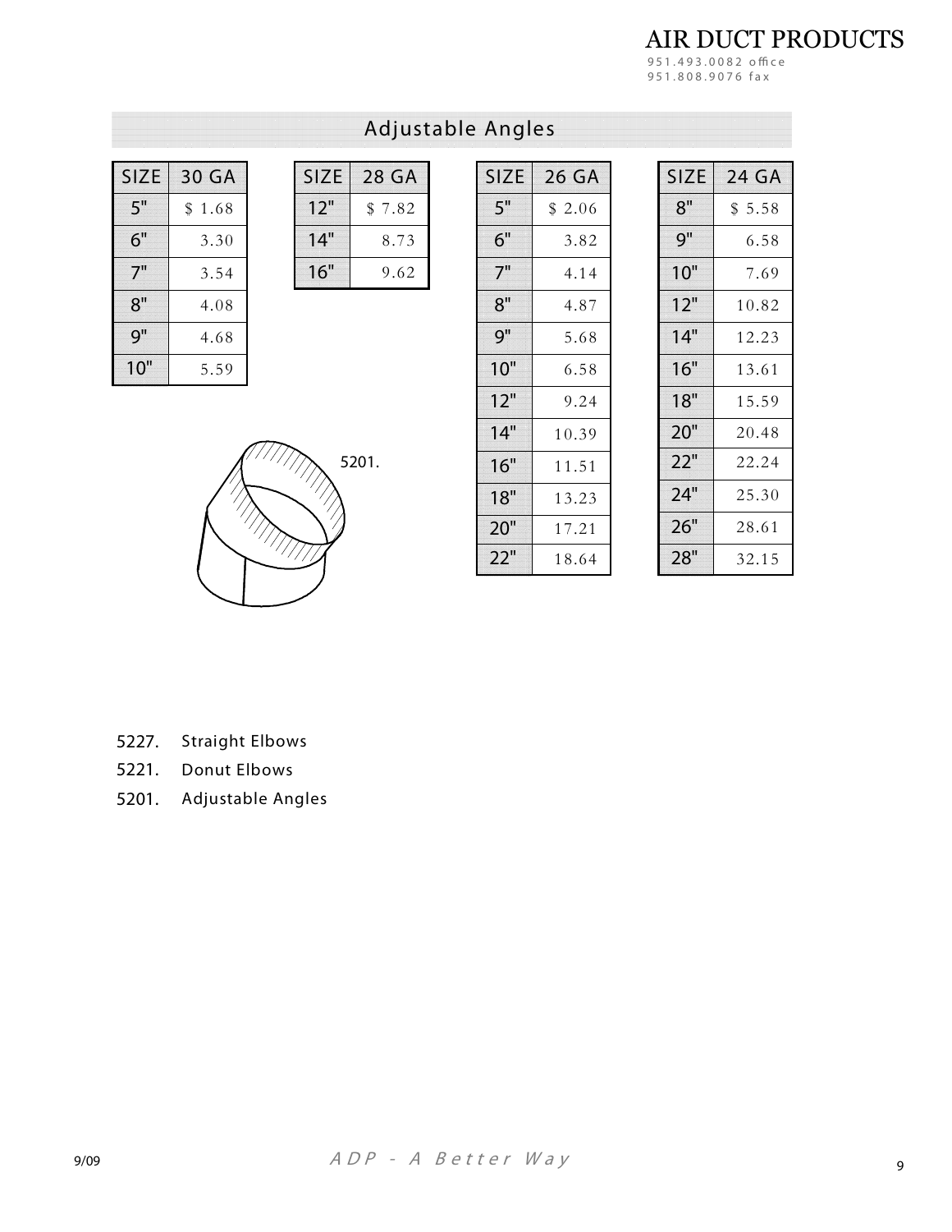## Adjustable Angles

| SIZE | 30 GA |
|---|---|
| 5" | $ 1.68 |
| 6" | 3.30 |
| 7" | 3.54 |
| 8" | 4.08 |
| 9" | 4.68 |
| 10" | 5.59 |

| SIZE | 28 GA |
|---|---|
| 12" | $ 7.82 |
| 14" | 8.73 |
| 16" | 9.62 |

| SIZE | 26 GA |
|---|---|
| 5" | $ 2.06 |
| 6" | 3.82 |
| 7" | 4.14 |
| 8" | 4.87 |
| 9" | 5.68 |
| 10" | 6.58 |
| 12" | 9.24 |
| 14" | 10.39 |
| 16" | 11.51 |
| 18" | 13.23 |
| 20" | 17.21 |
| 22" | 18.64 |

| SIZE | 24 GA |
|---|---|
| 8" | $ 5.58 |
| 9" | 6.58 |
| 10" | 7.69 |
| 12" | 10.82 |
| 14" | 12.23 |
| 16" | 13.61 |
| 18" | 15.59 |
| 20" | 20.48 |
| 22" | 22.24 |
| 24" | 25.30 |
| 26" | 28.61 |
| 28" | 32.15 |

5201.

5227. Straight Elbows

5221. Donut Elbows

5201. Adjustable Angles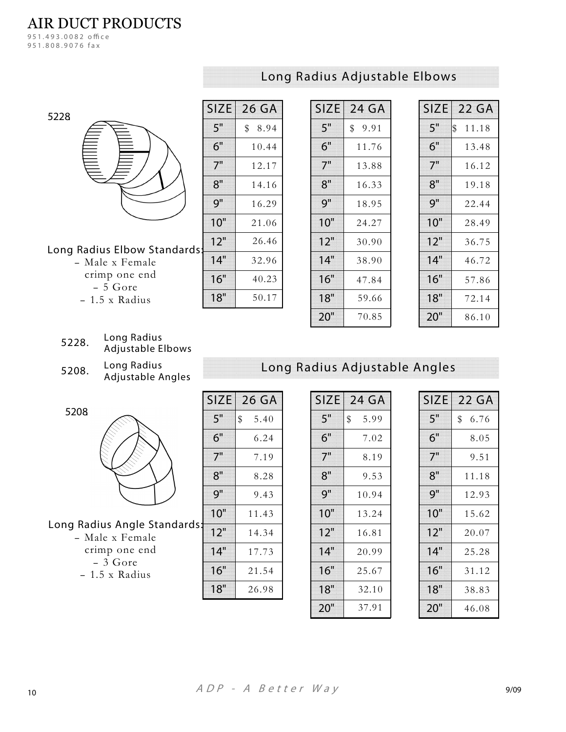# AIR DUCT PRODUCTS

951.493.0082 office
951.808.9076 fax

## Long Radius Adjustable Elbows

5228

**Long Radius Elbow Standards:**
- Male x Female crimp one end
- 5 Gore
- 1.5 x Radius

| SIZE | 26 GA |
|---|---|
| 5" | $ 8.94 |
| 6" | 10.44 |
| 7" | 12.17 |
| 8" | 14.16 |
| 9" | 16.29 |
| 10" | 21.06 |
| 12" | 26.46 |
| 14" | 32.96 |
| 16" | 40.23 |
| 18" | 50.17 |

| SIZE | 24 GA |
|---|---|
| 5" | $ 9.91 |
| 6" | 11.76 |
| 7" | 13.88 |
| 8" | 16.33 |
| 9" | 18.95 |
| 10" | 24.27 |
| 12" | 30.90 |
| 14" | 38.90 |
| 16" | 47.84 |
| 18" | 59.66 |
| 20" | 70.85 |

| SIZE | 22 GA |
|---|---|
| 5" | $ 11.18 |
| 6" | 13.48 |
| 7" | 16.12 |
| 8" | 19.18 |
| 9" | 22.44 |
| 10" | 28.49 |
| 12" | 36.75 |
| 14" | 46.72 |
| 16" | 57.86 |
| 18" | 72.14 |
| 20" | 86.10 |

5228. Long Radius Adjustable Elbows

5208. Long Radius Adjustable Angles

## Long Radius Adjustable Angles

5208

**Long Radius Angle Standards:**
- Male x Female crimp one end
- 3 Gore
- 1.5 x Radius

| SIZE | 26 GA |
|---|---|
| 5" | $ 5.40 |
| 6" | 6.24 |
| 7" | 7.19 |
| 8" | 8.28 |
| 9" | 9.43 |
| 10" | 11.43 |
| 12" | 14.34 |
| 14" | 17.73 |
| 16" | 21.54 |
| 18" | 26.98 |

| SIZE | 24 GA |
|---|---|
| 5" | $ 5.99 |
| 6" | 7.02 |
| 7" | 8.19 |
| 8" | 9.53 |
| 9" | 10.94 |
| 10" | 13.24 |
| 12" | 16.81 |
| 14" | 20.99 |
| 16" | 25.67 |
| 18" | 32.10 |
| 20" | 37.91 |

| SIZE | 22 GA |
|---|---|
| 5" | $ 6.76 |
| 6" | 8.05 |
| 7" | 9.51 |
| 8" | 11.18 |
| 9" | 12.93 |
| 10" | 15.62 |
| 12" | 20.07 |
| 14" | 25.28 |
| 16" | 31.12 |
| 18" | 38.83 |
| 20" | 46.08 |

*ADP - A Better Way*

9/09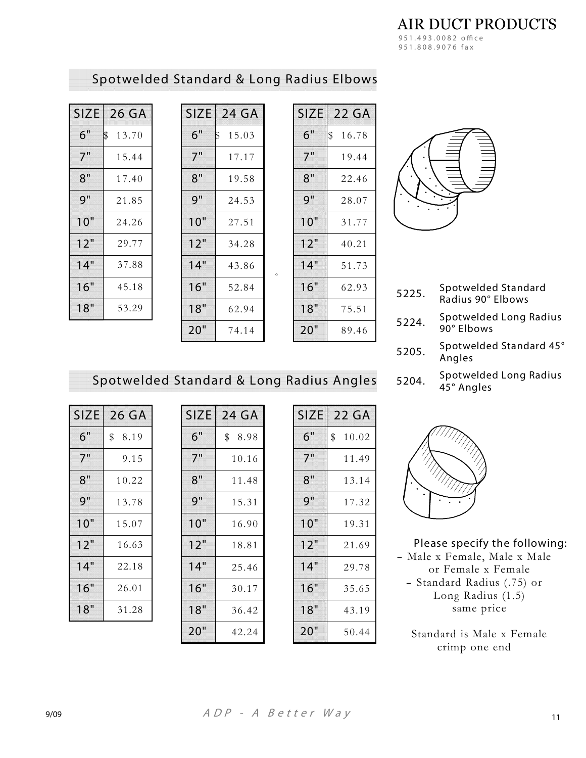# AIR DUCT PRODUCTS

951.493.0082 office
951.808.9076 fax

## Spotwelded Standard & Long Radius Elbows

| SIZE | 26 GA |
|---|---|
| 6" | $ 13.70 |
| 7" | 15.44 |
| 8" | 17.40 |
| 9" | 21.85 |
| 10" | 24.26 |
| 12" | 29.77 |
| 14" | 37.88 |
| 16" | 45.18 |
| 18" | 53.29 |

| SIZE | 24 GA |
|---|---|
| 6" | $ 15.03 |
| 7" | 17.17 |
| 8" | 19.58 |
| 9" | 24.53 |
| 10" | 27.51 |
| 12" | 34.28 |
| 14" | 43.86 |
| 16" | 52.84 |
| 18" | 62.94 |
| 20" | 74.14 |

| SIZE | 22 GA |
|---|---|
| 6" | $ 16.78 |
| 7" | 19.44 |
| 8" | 22.46 |
| 9" | 28.07 |
| 10" | 31.77 |
| 12" | 40.21 |
| 14" | 51.73 |
| 16" | 62.93 |
| 18" | 75.51 |
| 20" | 89.46 |

5225. Spotwelded Standard Radius 90° Elbows

5224. Spotwelded Long Radius 90° Elbows

5205. Spotwelded Standard 45° Angles

5204. Spotwelded Long Radius 45° Angles

## Spotwelded Standard & Long Radius Angles

| SIZE | 26 GA |
|---|---|
| 6" | $ 8.19 |
| 7" | 9.15 |
| 8" | 10.22 |
| 9" | 13.78 |
| 10" | 15.07 |
| 12" | 16.63 |
| 14" | 22.18 |
| 16" | 26.01 |
| 18" | 31.28 |

| SIZE | 24 GA |
|---|---|
| 6" | $ 8.98 |
| 7" | 10.16 |
| 8" | 11.48 |
| 9" | 15.31 |
| 10" | 16.90 |
| 12" | 18.81 |
| 14" | 25.46 |
| 16" | 30.17 |
| 18" | 36.42 |
| 20" | 42.24 |

| SIZE | 22 GA |
|---|---|
| 6" | $ 10.02 |
| 7" | 11.49 |
| 8" | 13.14 |
| 9" | 17.32 |
| 10" | 19.31 |
| 12" | 21.69 |
| 14" | 29.78 |
| 16" | 35.65 |
| 18" | 43.19 |
| 20" | 50.44 |

Please specify the following:

- Male x Female, Male x Male or Female x Female
- Standard Radius (.75) or Long Radius (1.5) same price

Standard is Male x Female crimp one end

9/09

*ADP - A Better Way*